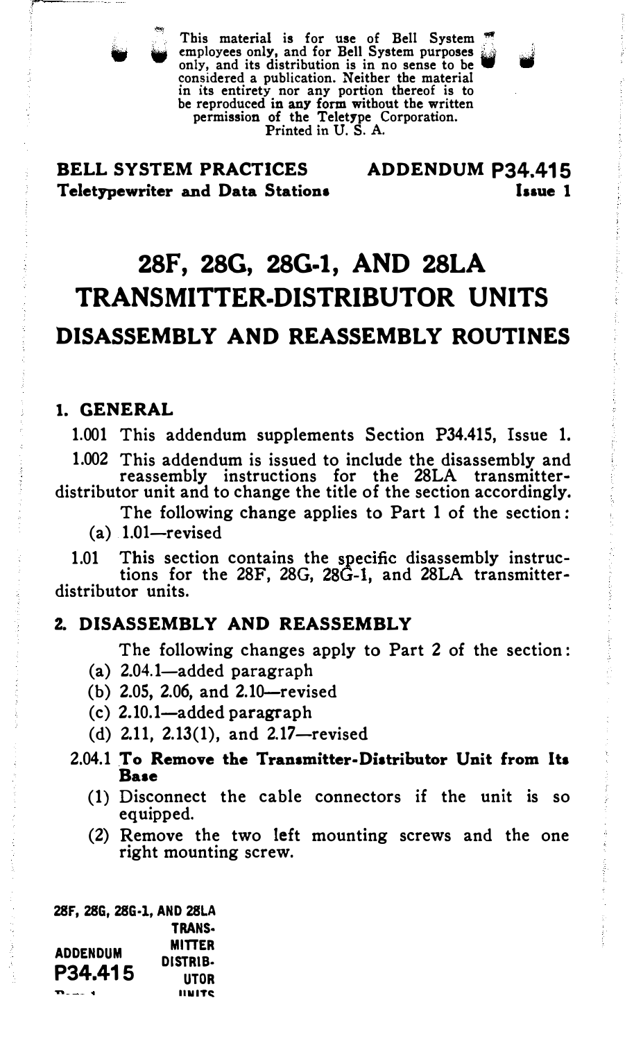This material is for use of Bell System employees only, and for Bell System purposes only, and its distribution is in no sense to be considered a publication. Neither the material in its entirety nor any portion thereof is to be reproduced in any form without the written permission of the Teletype Corporation.
Printed in U. S. A.

**BELL SYSTEM PRACTICES**
**Teletypewriter and Data Stations**

**ADDENDUM P34.415**
**Issue 1**

# 28F, 28G, 28G-1, AND 28LA TRANSMITTER-DISTRIBUTOR UNITS

## DISASSEMBLY AND REASSEMBLY ROUTINES

### 1. GENERAL

1.001 This addendum supplements Section P34.415, Issue 1.

1.002 This addendum is issued to include the disassembly and reassembly instructions for the 28LA transmitter-distributor unit and to change the title of the section accordingly.

The following change applies to Part 1 of the section:

(a) 1.01—revised

1.01 This section contains the specific disassembly instructions for the 28F, 28G, 28G-1, and 28LA transmitter-distributor units.

### 2. DISASSEMBLY AND REASSEMBLY

The following changes apply to Part 2 of the section:

(a) 2.04.1—added paragraph
(b) 2.05, 2.06, and 2.10—revised
(c) 2.10.1—added paragraph
(d) 2.11, 2.13(1), and 2.17—revised

2.04.1 **To Remove the Transmitter-Distributor Unit from Its Base**

(1) Disconnect the cable connectors if the unit is so equipped.

(2) Remove the two left mounting screws and the one right mounting screw.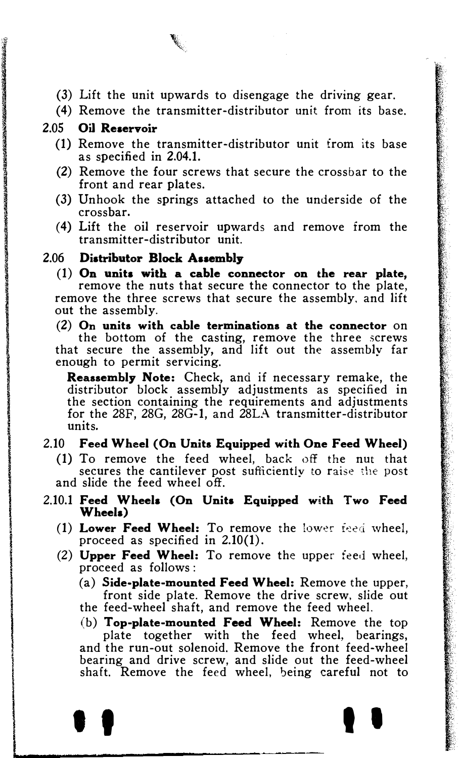(3) Lift the unit upwards to disengage the driving gear.

(4) Remove the transmitter-distributor unit from its base.

**2.05 Oil Reservoir**

(1) Remove the transmitter-distributor unit from its base as specified in 2.04.1.

(2) Remove the four screws that secure the crossbar to the front and rear plates.

(3) Unhook the springs attached to the underside of the crossbar.

(4) Lift the oil reservoir upwards and remove from the transmitter-distributor unit.

**2.06 Distributor Block Assembly**

(1) **On units with a cable connector on the rear plate,** remove the nuts that secure the connector to the plate, remove the three screws that secure the assembly, and lift out the assembly.

(2) **On units with cable terminations at the connector** on the bottom of the casting, remove the three screws that secure the assembly, and lift out the assembly far enough to permit servicing.

**Reassembly Note:** Check, and if necessary remake, the distributor block assembly adjustments as specified in the section containing the requirements and adjustments for the 28F, 28G, 28G-1, and 28LA transmitter-distributor units.

**2.10 Feed Wheel (On Units Equipped with One Feed Wheel)**

(1) To remove the feed wheel, back off the nut that secures the cantilever post sufficiently to raise the post and slide the feed wheel off.

**2.10.1 Feed Wheels (On Units Equipped with Two Feed Wheels)**

(1) **Lower Feed Wheel:** To remove the lower feed wheel, proceed as specified in 2.10(1).

(2) **Upper Feed Wheel:** To remove the upper feed wheel, proceed as follows:

(a) **Side-plate-mounted Feed Wheel:** Remove the upper, front side plate. Remove the drive screw, slide out the feed-wheel shaft, and remove the feed wheel.

(b) **Top-plate-mounted Feed Wheel:** Remove the top plate together with the feed wheel, bearings, and the run-out solenoid. Remove the front feed-wheel bearing and drive screw, and slide out the feed-wheel shaft. Remove the feed wheel, being careful not to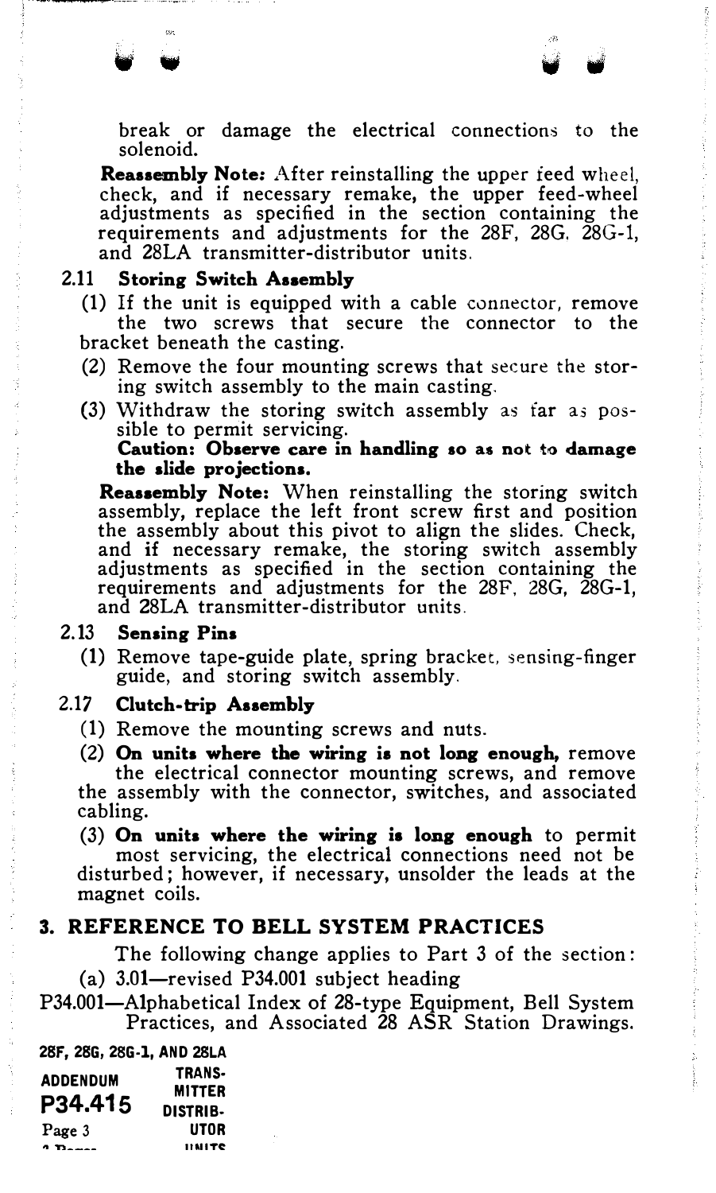break or damage the electrical connections to the solenoid.

**Reassembly Note:** After reinstalling the upper feed wheel, check, and if necessary remake, the upper feed-wheel adjustments as specified in the section containing the requirements and adjustments for the 28F, 28G, 28G-1, and 28LA transmitter-distributor units.

### 2.11 Storing Switch Assembly

(1) If the unit is equipped with a cable connector, remove the two screws that secure the connector to the bracket beneath the casting.

(2) Remove the four mounting screws that secure the storing switch assembly to the main casting.

(3) Withdraw the storing switch assembly as far as possible to permit servicing.
**Caution: Observe care in handling so as not to damage the slide projections.**

**Reassembly Note:** When reinstalling the storing switch assembly, replace the left front screw first and position the assembly about this pivot to align the slides. Check, and if necessary remake, the storing switch assembly adjustments as specified in the section containing the requirements and adjustments for the 28F, 28G, 28G-1, and 28LA transmitter-distributor units.

### 2.13 Sensing Pins

(1) Remove tape-guide plate, spring bracket, sensing-finger guide, and storing switch assembly.

### 2.17 Clutch-trip Assembly

(1) Remove the mounting screws and nuts.

(2) **On units where the wiring is not long enough,** remove the electrical connector mounting screws, and remove the assembly with the connector, switches, and associated cabling.

(3) **On units where the wiring is long enough** to permit most servicing, the electrical connections need not be disturbed; however, if necessary, unsolder the leads at the magnet coils.

## 3. REFERENCE TO BELL SYSTEM PRACTICES

The following change applies to Part 3 of the section:

(a) 3.01—revised P34.001 subject heading

P34.001—Alphabetical Index of 28-type Equipment, Bell System Practices, and Associated 28 ASR Station Drawings.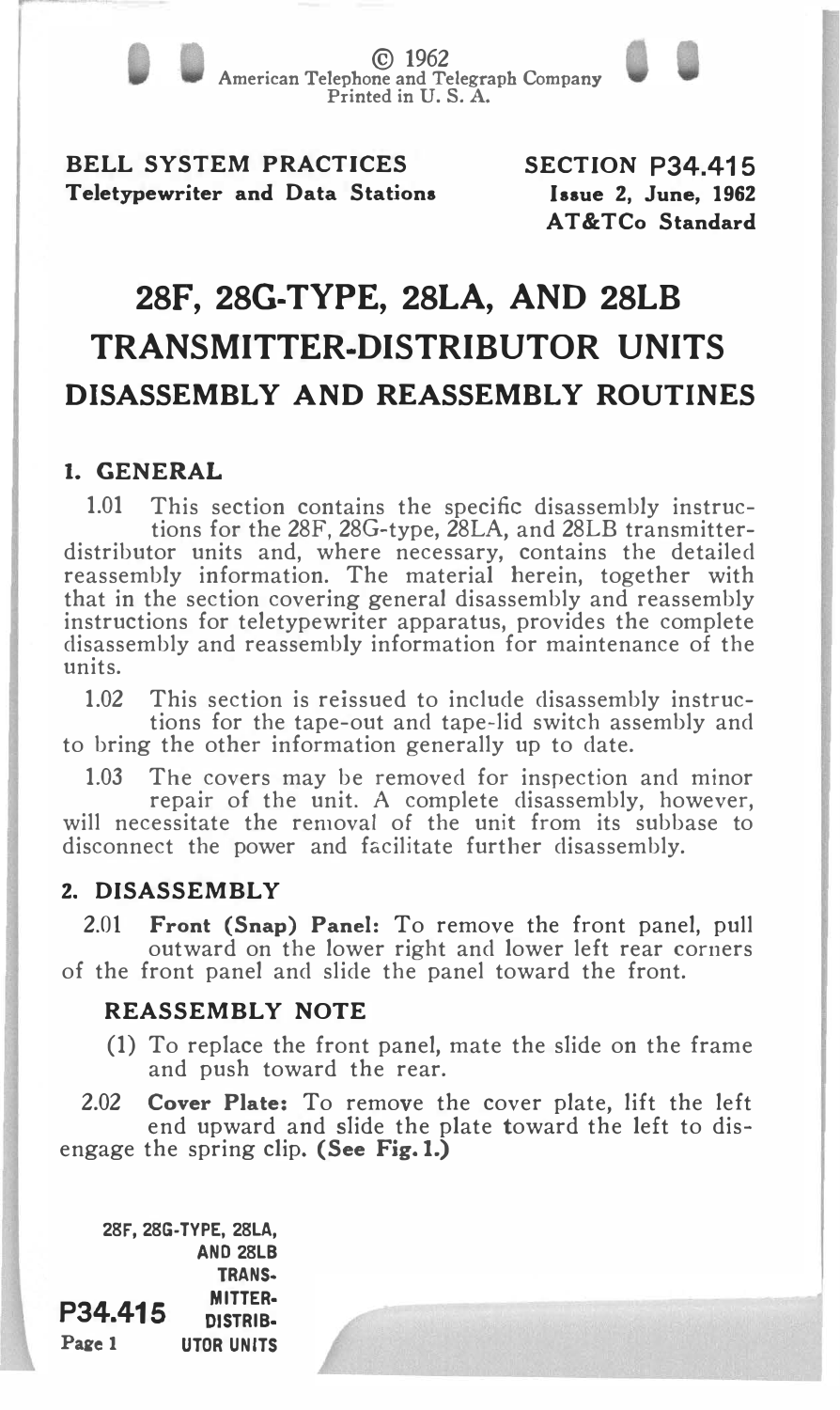BELL SYSTEM PRACTICES
Teletypewriter and Data Stations

SECTION P34.415
Issue 2, June, 1962
AT&TCo Standard

# 28F, 28G-TYPE, 28LA, AND 28LB TRANSMITTER-DISTRIBUTOR UNITS

## DISASSEMBLY AND REASSEMBLY ROUTINES

### 1. GENERAL

1.01 This section contains the specific disassembly instructions for the 28F, 28G-type, 28LA, and 28LB transmitter-distributor units and, where necessary, contains the detailed reassembly information. The material herein, together with that in the section covering general disassembly and reassembly instructions for teletypewriter apparatus, provides the complete disassembly and reassembly information for maintenance of the units.

1.02 This section is reissued to include disassembly instructions for the tape-out and tape-lid switch assembly and to bring the other information generally up to date.

1.03 The covers may be removed for inspection and minor repair of the unit. A complete disassembly, however, will necessitate the removal of the unit from its subbase to disconnect the power and facilitate further disassembly.

### 2. DISASSEMBLY

2.01 **Front (Snap) Panel:** To remove the front panel, pull outward on the lower right and lower left rear corners of the front panel and slide the panel toward the front.

#### REASSEMBLY NOTE

(1) To replace the front panel, mate the slide on the frame and push toward the rear.

2.02 **Cover Plate:** To remove the cover plate, lift the left end upward and slide the plate toward the left to disengage the spring clip. **(See Fig. 1.)**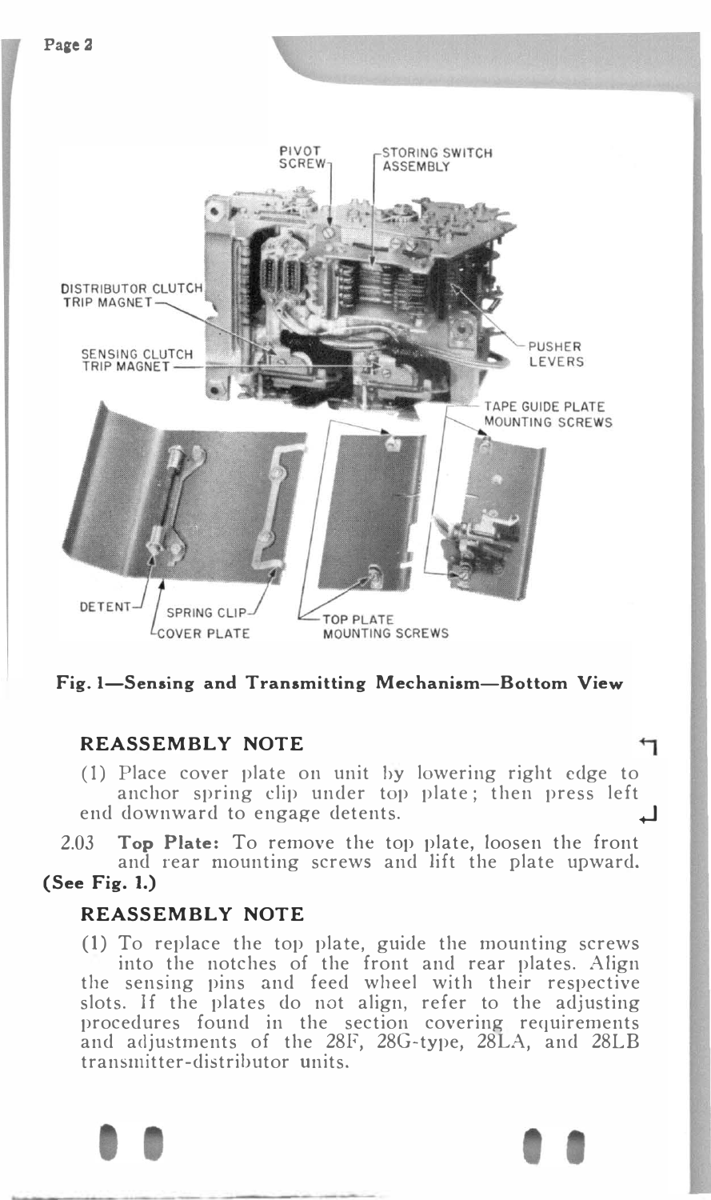**Fig. 1—Sensing and Transmitting Mechanism—Bottom View**

### REASSEMBLY NOTE

(1) Place cover plate on unit by lowering right edge to anchor spring clip under top plate; then press left end downward to engage detents.

2.03 **Top Plate:** To remove the top plate, loosen the front and rear mounting screws and lift the plate upward. **(See Fig. 1.)**

### REASSEMBLY NOTE

(1) To replace the top plate, guide the mounting screws into the notches of the front and rear plates. Align the sensing pins and feed wheel with their respective slots. If the plates do not align, refer to the adjusting procedures found in the section covering requirements and adjustments of the 28F, 28G-type, 28LA, and 28LB transmitter-distributor units.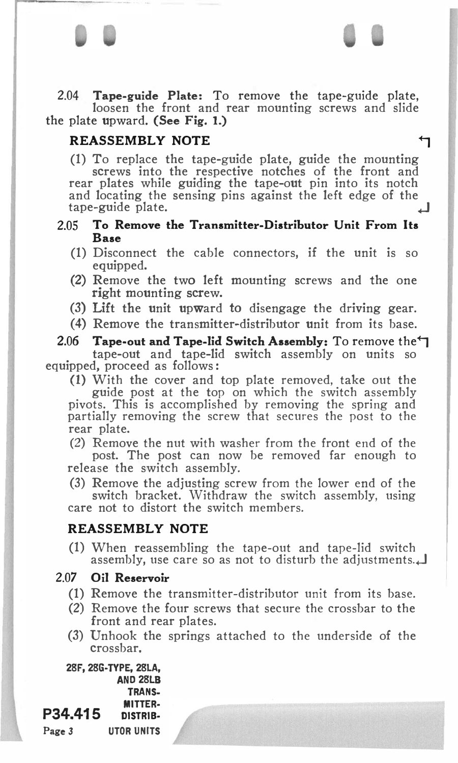2.04 **Tape-guide Plate:** To remove the tape-guide plate, loosen the front and rear mounting screws and slide the plate upward. **(See Fig. 1.)**

**REASSEMBLY NOTE**

(1) To replace the tape-guide plate, guide the mounting screws into the respective notches of the front and rear plates while guiding the tape-out pin into its notch and locating the sensing pins against the left edge of the tape-guide plate.

2.05 **To Remove the Transmitter-Distributor Unit From Its Base**

(1) Disconnect the cable connectors, if the unit is so equipped.

(2) Remove the two left mounting screws and the one right mounting screw.

(3) Lift the unit upward to disengage the driving gear.

(4) Remove the transmitter-distributor unit from its base.

2.06 **Tape-out and Tape-lid Switch Assembly:** To remove the tape-out and tape-lid switch assembly on units so equipped, proceed as follows:

(1) With the cover and top plate removed, take out the guide post at the top on which the switch assembly pivots. This is accomplished by removing the spring and partially removing the screw that secures the post to the rear plate.

(2) Remove the nut with washer from the front end of the post. The post can now be removed far enough to release the switch assembly.

(3) Remove the adjusting screw from the lower end of the switch bracket. Withdraw the switch assembly, using care not to distort the switch members.

**REASSEMBLY NOTE**

(1) When reassembling the tape-out and tape-lid switch assembly, use care so as not to disturb the adjustments.

2.07 **Oil Reservoir**

(1) Remove the transmitter-distributor unit from its base.

(2) Remove the four screws that secure the crossbar to the front and rear plates.

(3) Unhook the springs attached to the underside of the crossbar.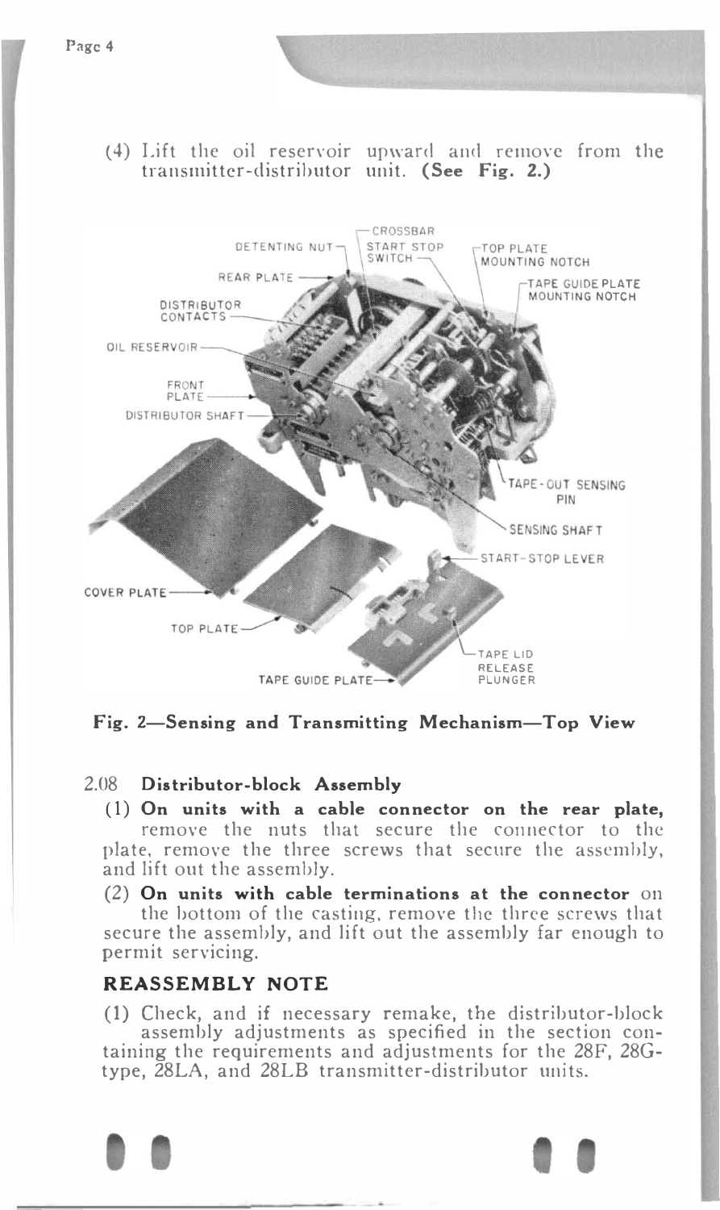(4) Lift the oil reservoir upward and remove from the transmitter-distributor unit. **(See Fig. 2.)**

**Fig. 2—Sensing and Transmitting Mechanism—Top View**

2.08 **Distributor-block Assembly**

(1) **On units with a cable connector on the rear plate,** remove the nuts that secure the connector to the plate, remove the three screws that secure the assembly, and lift out the assembly.

(2) **On units with cable terminations at the connector** on the bottom of the casting, remove the three screws that secure the assembly, and lift out the assembly far enough to permit servicing.

## REASSEMBLY NOTE

(1) Check, and if necessary remake, the distributor-block assembly adjustments as specified in the section containing the requirements and adjustments for the 28F, 28G-type, 28LA, and 28LB transmitter-distributor units.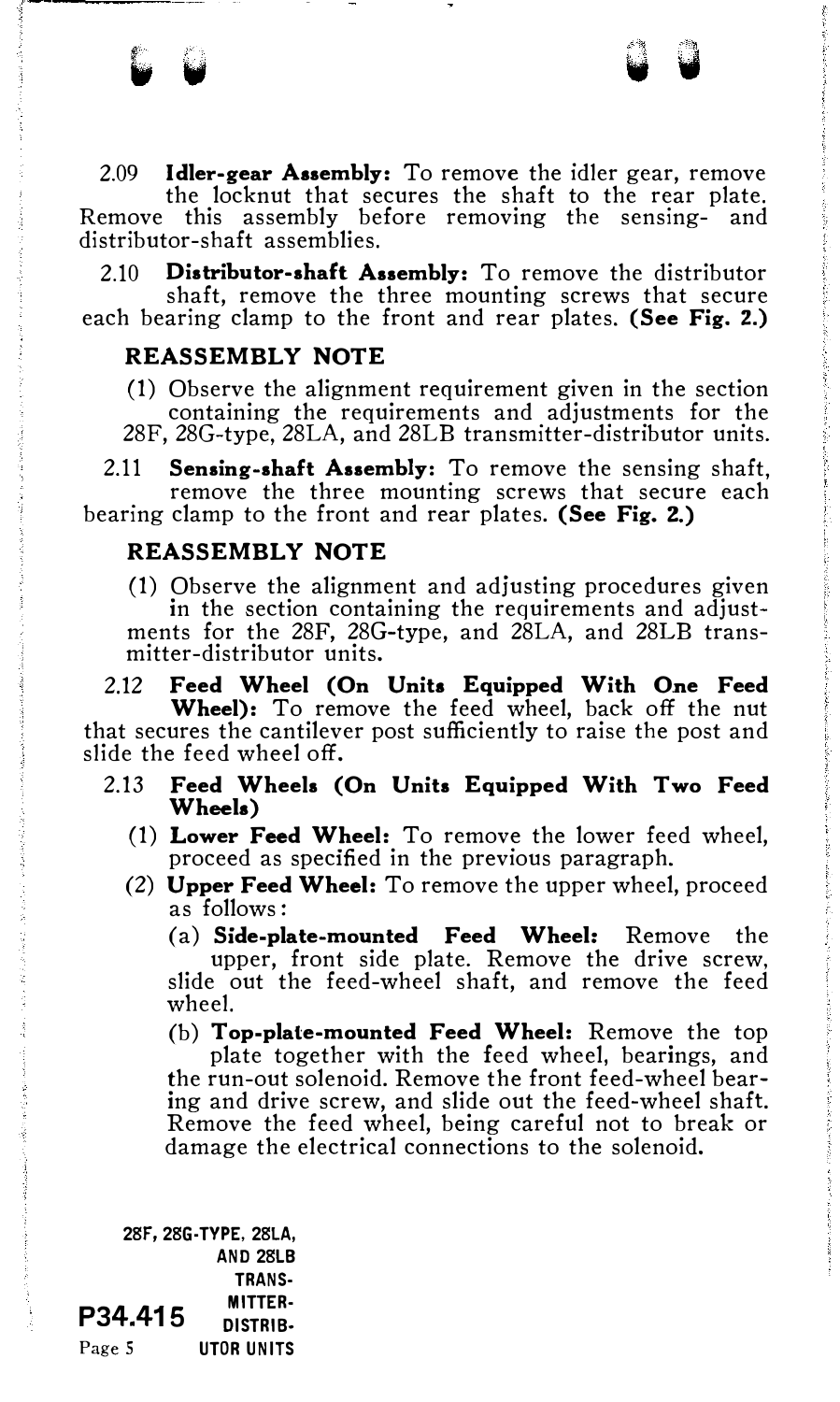2.09 **Idler-gear Assembly:** To remove the idler gear, remove the locknut that secures the shaft to the rear plate. Remove this assembly before removing the sensing- and distributor-shaft assemblies.

2.10 **Distributor-shaft Assembly:** To remove the distributor shaft, remove the three mounting screws that secure each bearing clamp to the front and rear plates. **(See Fig. 2.)**

### REASSEMBLY NOTE

(1) Observe the alignment requirement given in the section containing the requirements and adjustments for the 28F, 28G-type, 28LA, and 28LB transmitter-distributor units.

2.11 **Sensing-shaft Assembly:** To remove the sensing shaft, remove the three mounting screws that secure each bearing clamp to the front and rear plates. **(See Fig. 2.)**

### REASSEMBLY NOTE

(1) Observe the alignment and adjusting procedures given in the section containing the requirements and adjustments for the 28F, 28G-type, and 28LA, and 28LB transmitter-distributor units.

2.12 **Feed Wheel (On Units Equipped With One Feed Wheel):** To remove the feed wheel, back off the nut that secures the cantilever post sufficiently to raise the post and slide the feed wheel off.

2.13 **Feed Wheels (On Units Equipped With Two Feed Wheels)**

(1) **Lower Feed Wheel:** To remove the lower feed wheel, proceed as specified in the previous paragraph.

(2) **Upper Feed Wheel:** To remove the upper wheel, proceed as follows:

(a) **Side-plate-mounted Feed Wheel:** Remove the upper, front side plate. Remove the drive screw, slide out the feed-wheel shaft, and remove the feed wheel.

(b) **Top-plate-mounted Feed Wheel:** Remove the top plate together with the feed wheel, bearings, and the run-out solenoid. Remove the front feed-wheel bearing and drive screw, and slide out the feed-wheel shaft. Remove the feed wheel, being careful not to break or damage the electrical connections to the solenoid.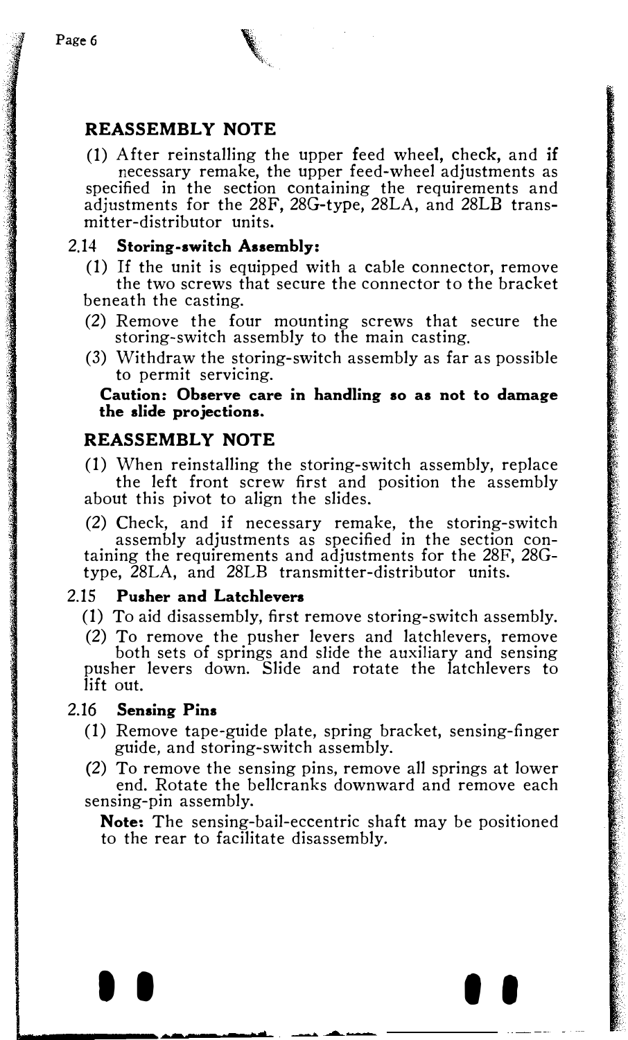## REASSEMBLY NOTE

(1) After reinstalling the upper feed wheel, check, and if necessary remake, the upper feed-wheel adjustments as specified in the section containing the requirements and adjustments for the 28F, 28G-type, 28LA, and 28LB transmitter-distributor units.

2.14 **Storing-switch Assembly:**

(1) If the unit is equipped with a cable connector, remove the two screws that secure the connector to the bracket beneath the casting.

(2) Remove the four mounting screws that secure the storing-switch assembly to the main casting.

(3) Withdraw the storing-switch assembly as far as possible to permit servicing.

**Caution: Observe care in handling so as not to damage the slide projections.**

## REASSEMBLY NOTE

(1) When reinstalling the storing-switch assembly, replace the left front screw first and position the assembly about this pivot to align the slides.

(2) Check, and if necessary remake, the storing-switch assembly adjustments as specified in the section containing the requirements and adjustments for the 28F, 28G-type, 28LA, and 28LB transmitter-distributor units.

2.15 **Pusher and Latchlevers**

(1) To aid disassembly, first remove storing-switch assembly.

(2) To remove the pusher levers and latchlevers, remove both sets of springs and slide the auxiliary and sensing pusher levers down. Slide and rotate the latchlevers to lift out.

2.16 **Sensing Pins**

(1) Remove tape-guide plate, spring bracket, sensing-finger guide, and storing-switch assembly.

(2) To remove the sensing pins, remove all springs at lower end. Rotate the bellcranks downward and remove each sensing-pin assembly.

**Note:** The sensing-bail-eccentric shaft may be positioned to the rear to facilitate disassembly.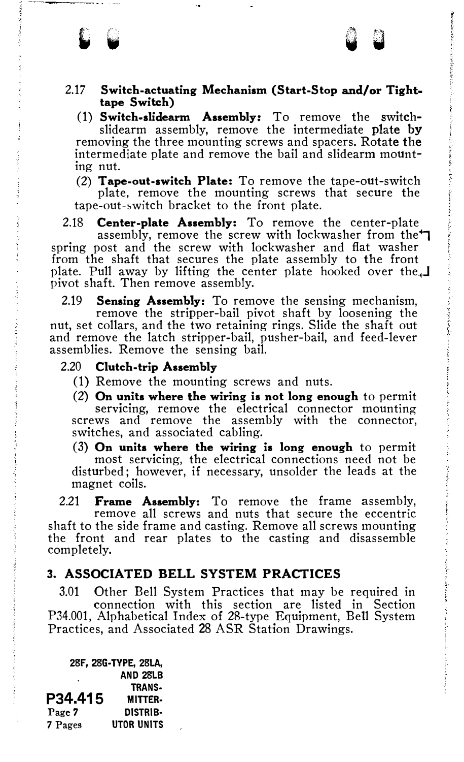2.17 **Switch-actuating Mechanism (Start-Stop and/or Tight-tape Switch)**

(1) **Switch-slidearm Assembly:** To remove the switch-slidearm assembly, remove the intermediate plate by removing the three mounting screws and spacers. Rotate the intermediate plate and remove the bail and slidearm mounting nut.

(2) **Tape-out-switch Plate:** To remove the tape-out-switch plate, remove the mounting screws that secure the tape-out-switch bracket to the front plate.

2.18 **Center-plate Assembly:** To remove the center-plate assembly, remove the screw with lockwasher from the spring post and the screw with lockwasher and flat washer from the shaft that secures the plate assembly to the front plate. Pull away by lifting the center plate hooked over the pivot shaft. Then remove assembly.

2.19 **Sensing Assembly:** To remove the sensing mechanism, remove the stripper-bail pivot shaft by loosening the nut, set collars, and the two retaining rings. Slide the shaft out and remove the latch stripper-bail, pusher-bail, and feed-lever assemblies. Remove the sensing bail.

2.20 **Clutch-trip Assembly**

(1) Remove the mounting screws and nuts.

(2) **On units where the wiring is not long enough** to permit servicing, remove the electrical connector mounting screws and remove the assembly with the connector, switches, and associated cabling.

(3) **On units where the wiring is long enough** to permit most servicing, the electrical connections need not be disturbed; however, if necessary, unsolder the leads at the magnet coils.

2.21 **Frame Assembly:** To remove the frame assembly, remove all screws and nuts that secure the eccentric shaft to the side frame and casting. Remove all screws mounting the front and rear plates to the casting and disassemble completely.

## 3. ASSOCIATED BELL SYSTEM PRACTICES

3.01 Other Bell System Practices that may be required in connection with this section are listed in Section P34.001, Alphabetical Index of 28-type Equipment, Bell System Practices, and Associated 28 ASR Station Drawings.